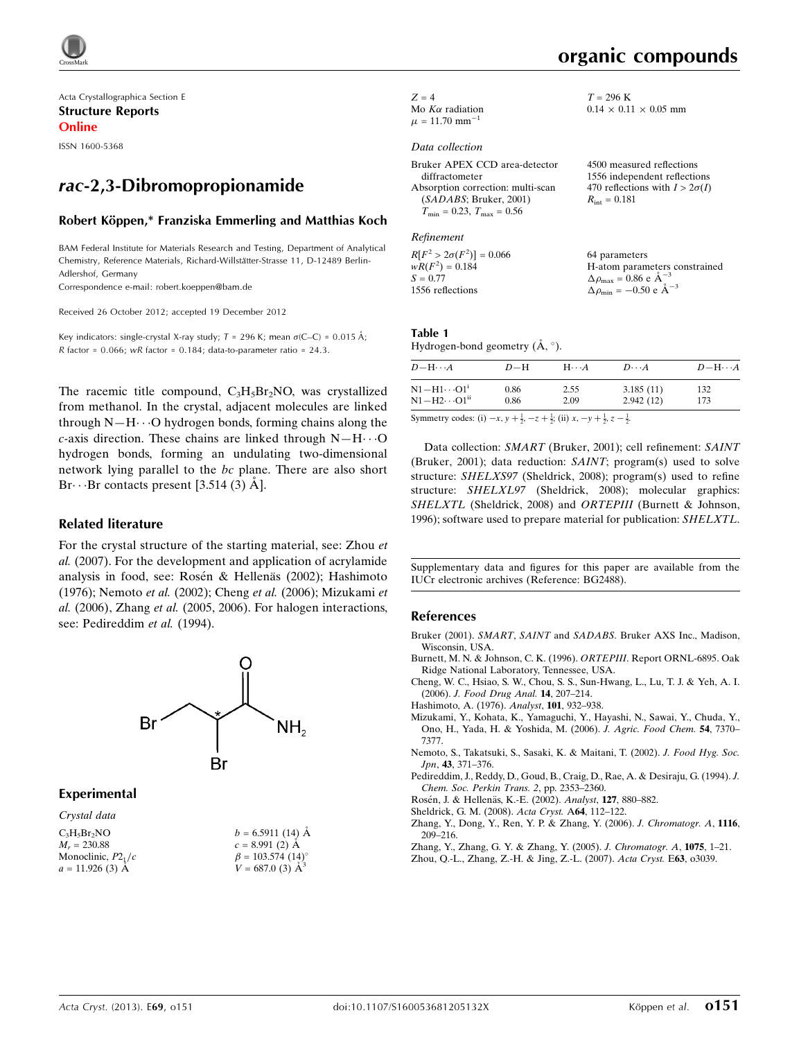Acta Crystallographica Section E

**Structure Reports Online**

ISSN 1600-5368

# *rac*-2,3-Dibromopropionamide

**Robert Köppen,* Franziska Emmerling and Matthias Koch**

BAM Federal Institute for Materials Research and Testing, Department of Analytical Chemistry, Reference Materials, Richard-Willstätter-Strasse 11, D-12489 Berlin-Adlershof, Germany

Correspondence e-mail: robert.koeppen@bam.de

Received 26 October 2012; accepted 19 December 2012

Key indicators: single-crystal X-ray study; $T$ = 296 K; mean $\sigma$(C–C) = 0.015 Å; $R$ factor = 0.066; $wR$ factor = 0.184; data-to-parameter ratio = 24.3.

The racemic title compound, $C_3H_5Br_2NO$, was crystallized from methanol. In the crystal, adjacent molecules are linked through N—H⋯O hydrogen bonds, forming chains along the *c*-axis direction. These chains are linked through N—H⋯O hydrogen bonds, forming an undulating two-dimensional network lying parallel to the *bc* plane. There are also short Br⋯Br contacts present [3.514 (3) Å].

## Related literature

For the crystal structure of the starting material, see: Zhou *et al.* (2007). For the development and application of acrylamide analysis in food, see: Rosén & Hellenäs (2002); Hashimoto (1976); Nemoto *et al.* (2002); Cheng *et al.* (2006); Mizukami *et al.* (2006), Zhang *et al.* (2005, 2006). For halogen interactions, see: Pedireddim *et al.* (1994).

## Experimental

### *Crystal data*

$C_3H_5Br_2NO$
$M_r$ = 230.88
Monoclinic, $P2_1/c$
$a$ = 11.926 (3) Å
$b$ = 6.5911 (14) Å
$c$ = 8.991 (2) Å
$\beta$ = 103.574 (14)°
$V$ = 687.0 (3) Å$^3$
$Z$ = 4
Mo $K\alpha$ radiation
$\mu$ = 11.70 mm$^{-1}$
$T$ = 296 K
0.14 × 0.11 × 0.05 mm

### *Data collection*

Bruker APEX CCD area-detector diffractometer
Absorption correction: multi-scan (*SADABS*; Bruker, 2001)
$T_{min}$ = 0.23, $T_{max}$ = 0.56
4500 measured reflections
1556 independent reflections
470 reflections with $I > 2\sigma(I)$
$R_{int}$ = 0.181

### *Refinement*

$R[F^2 > 2\sigma(F^2)]$ = 0.066
$wR(F^2)$ = 0.184
$S$ = 0.77
1556 reflections
64 parameters
H-atom parameters constrained
$\Delta\rho_{max}$ = 0.86 e Å$^{-3}$
$\Delta\rho_{min}$ = −0.50 e Å$^{-3}$

**Table 1**
Hydrogen-bond geometry (Å, °).

| $D$—H⋯$A$ | $D$—H | H⋯$A$ | $D$⋯$A$ | $D$—H⋯$A$ |
|---|---|---|---|---|
| N1—H1⋯O1[i] | 0.86 | 2.55 | 3.185 (11) | 132 |
| N1—H2⋯O1[ii] | 0.86 | 2.09 | 2.942 (12) | 173 |

Symmetry codes: (i) $-x, y+\frac{1}{2}, -z+\frac{1}{2}$; (ii) $x, -y+\frac{1}{2}, z-\frac{1}{2}$.

Data collection: *SMART* (Bruker, 2001); cell refinement: *SAINT* (Bruker, 2001); data reduction: *SAINT*; program(s) used to solve structure: *SHELXS97* (Sheldrick, 2008); program(s) used to refine structure: *SHELXL97* (Sheldrick, 2008); molecular graphics: *SHELXTL* (Sheldrick, 2008) and *ORTEPIII* (Burnett & Johnson, 1996); software used to prepare material for publication: *SHELXTL*.

Supplementary data and figures for this paper are available from the IUCr electronic archives (Reference: BG2488).

## References

Bruker (2001). *SMART*, *SAINT* and *SADABS*. Bruker AXS Inc., Madison, Wisconsin, USA.

Burnett, M. N. & Johnson, C. K. (1996). *ORTEPIII*. Report ORNL-6895. Oak Ridge National Laboratory, Tennessee, USA.

Cheng, W. C., Hsiao, S. W., Chou, S. S., Sun-Hwang, L., Lu, T. J. & Yeh, A. I. (2006). *J. Food Drug Anal.* **14**, 207–214.

Hashimoto, A. (1976). *Analyst*, **101**, 932–938.

Mizukami, Y., Kohata, K., Yamaguchi, Y., Hayashi, N., Sawai, Y., Chuda, Y., Ono, H., Yada, H. & Yoshida, M. (2006). *J. Agric. Food Chem.* **54**, 7370–7377.

Nemoto, S., Takatsuki, S., Sasaki, K. & Maitani, T. (2002). *J. Food Hyg. Soc. Jpn*, **43**, 371–376.

Pedireddim, J., Reddy, D., Goud, B., Craig, D., Rae, A. & Desiraju, G. (1994). *J. Chem. Soc. Perkin Trans. 2*, pp. 2353–2360.

Rosén, J. & Hellenäs, K.-E. (2002). *Analyst*, **127**, 880–882.

Sheldrick, G. M. (2008). *Acta Cryst.* A**64**, 112–122.

Zhang, Y., Dong, Y., Ren, Y. P. & Zhang, Y. (2006). *J. Chromatogr. A*, **1116**, 209–216.

Zhang, Y., Zhang, G. Y. & Zhang, Y. (2005). *J. Chromatogr. A*, **1075**, 1–21.

Zhou, Q.-L., Zhang, Z.-H. & Jing, Z.-L. (2007). *Acta Cryst.* E**63**, o3039.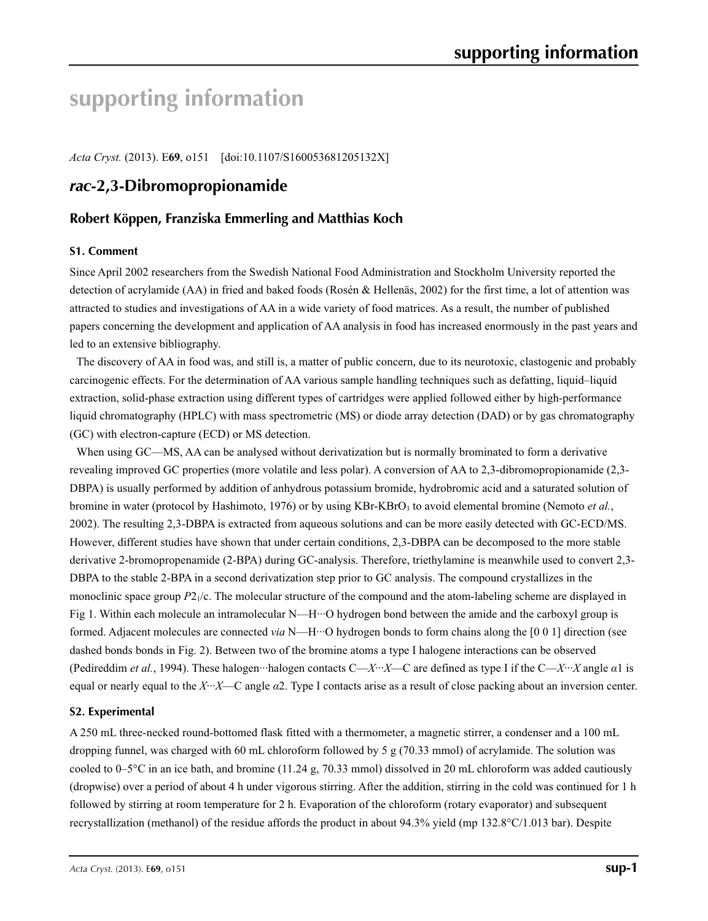# supporting information

*Acta Cryst.* (2013). E**69**, o151 [doi:10.1107/S160053681205132X]

## *rac*-2,3-Dibromopropionamide

### Robert Köppen, Franziska Emmerling and Matthias Koch

#### S1. Comment

Since April 2002 researchers from the Swedish National Food Administration and Stockholm University reported the detection of acrylamide (AA) in fried and baked foods (Rosén & Hellenäs, 2002) for the first time, a lot of attention was attracted to studies and investigations of AA in a wide variety of food matrices. As a result, the number of published papers concerning the development and application of AA analysis in food has increased enormously in the past years and led to an extensive bibliography.

The discovery of AA in food was, and still is, a matter of public concern, due to its neurotoxic, clastogenic and probably carcinogenic effects. For the determination of AA various sample handling techniques such as defatting, liquid–liquid extraction, solid-phase extraction using different types of cartridges were applied followed either by high-performance liquid chromatography (HPLC) with mass spectrometric (MS) or diode array detection (DAD) or by gas chromatography (GC) with electron-capture (ECD) or MS detection.

When using GC—MS, AA can be analysed without derivatization but is normally brominated to form a derivative revealing improved GC properties (more volatile and less polar). A conversion of AA to 2,3-dibromopropionamide (2,3-DBPA) is usually performed by addition of anhydrous potassium bromide, hydrobromic acid and a saturated solution of bromine in water (protocol by Hashimoto, 1976) or by using KBr-$KBrO_3$ to avoid elemental bromine (Nemoto *et al.*, 2002). The resulting 2,3-DBPA is extracted from aqueous solutions and can be more easily detected with GC-ECD/MS. However, different studies have shown that under certain conditions, 2,3-DBPA can be decomposed to the more stable derivative 2-bromopropenamide (2-BPA) during GC-analysis. Therefore, triethylamine is meanwhile used to convert 2,3-DBPA to the stable 2-BPA in a second derivatization step prior to GC analysis. The compound crystallizes in the monoclinic space group $P2_1/c$. The molecular structure of the compound and the atom-labeling scheme are displayed in Fig 1. Within each molecule an intramolecular N—H···O hydrogen bond between the amide and the carboxyl group is formed. Adjacent molecules are connected *via* N—H···O hydrogen bonds to form chains along the [0 0 1] direction (see dashed bonds bonds in Fig. 2). Between two of the bromine atoms a type I halogene interactions can be observed (Pedireddim *et al.*, 1994). These halogen···halogen contacts C—*X*···*X*—C are defined as type I if the C—*X*···*X* angle $\alpha 1$ is equal or nearly equal to the *X*···*X*—C angle $\alpha 2$. Type I contacts arise as a result of close packing about an inversion center.

#### S2. Experimental

A 250 mL three-necked round-bottomed flask fitted with a thermometer, a magnetic stirrer, a condenser and a 100 mL dropping funnel, was charged with 60 mL chloroform followed by 5 g (70.33 mmol) of acrylamide. The solution was cooled to 0–5°C in an ice bath, and bromine (11.24 g, 70.33 mmol) dissolved in 20 mL chloroform was added cautiously (dropwise) over a period of about 4 h under vigorous stirring. After the addition, stirring in the cold was continued for 1 h followed by stirring at room temperature for 2 h. Evaporation of the chloroform (rotary evaporator) and subsequent recrystallization (methanol) of the residue affords the product in about 94.3% yield (mp 132.8°C/1.013 bar). Despite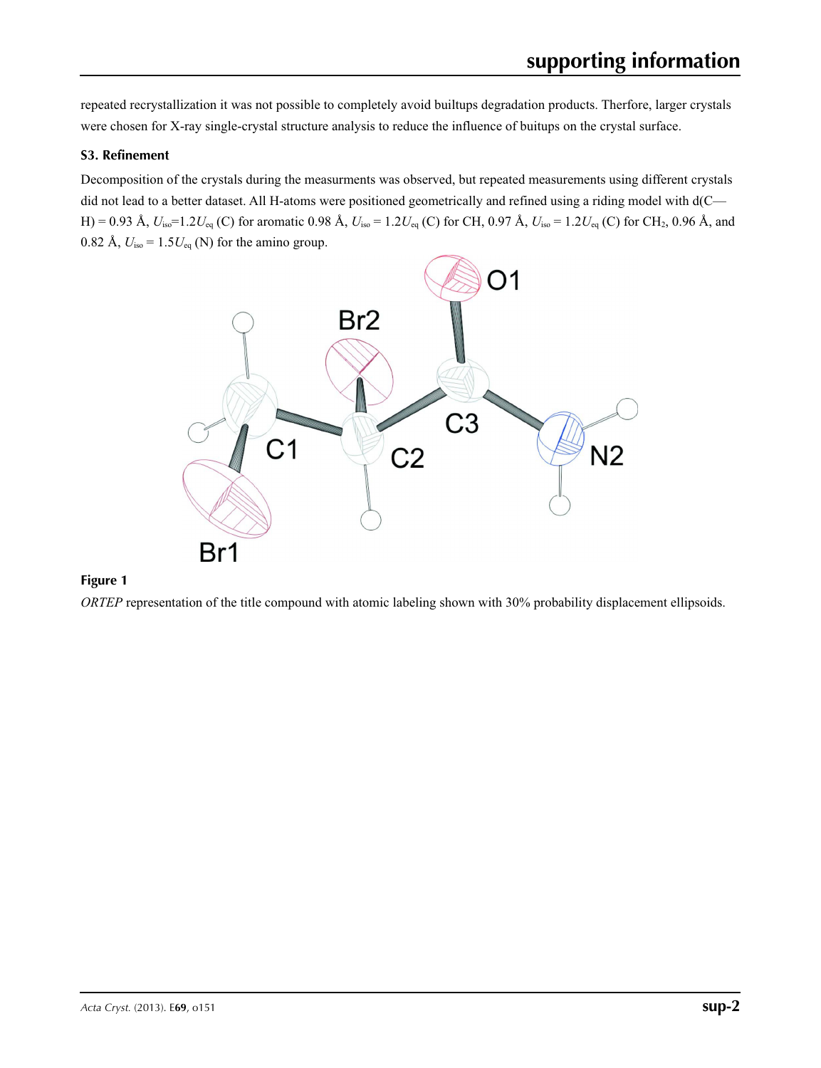repeated recrystallization it was not possible to completely avoid builtups degradation products. Therfore, larger crystals were chosen for X-ray single-crystal structure analysis to reduce the influence of buitups on the crystal surface.

### S3. Refinement

Decomposition of the crystals during the measurments was observed, but repeated measurements using different crystals did not lead to a better dataset. All H-atoms were positioned geometrically and refined using a riding model with d(C—H) = 0.93 Å, $U_{iso}$=1.2$U_{eq}$ (C) for aromatic 0.98 Å, $U_{iso}$ = 1.2$U_{eq}$ (C) for CH, 0.97 Å, $U_{iso}$ = 1.2$U_{eq}$ (C) for $CH_2$, 0.96 Å, and 0.82 Å, $U_{iso}$ = 1.5$U_{eq}$ (N) for the amino group.

**Figure 1**

*ORTEP* representation of the title compound with atomic labeling shown with 30% probability displacement ellipsoids.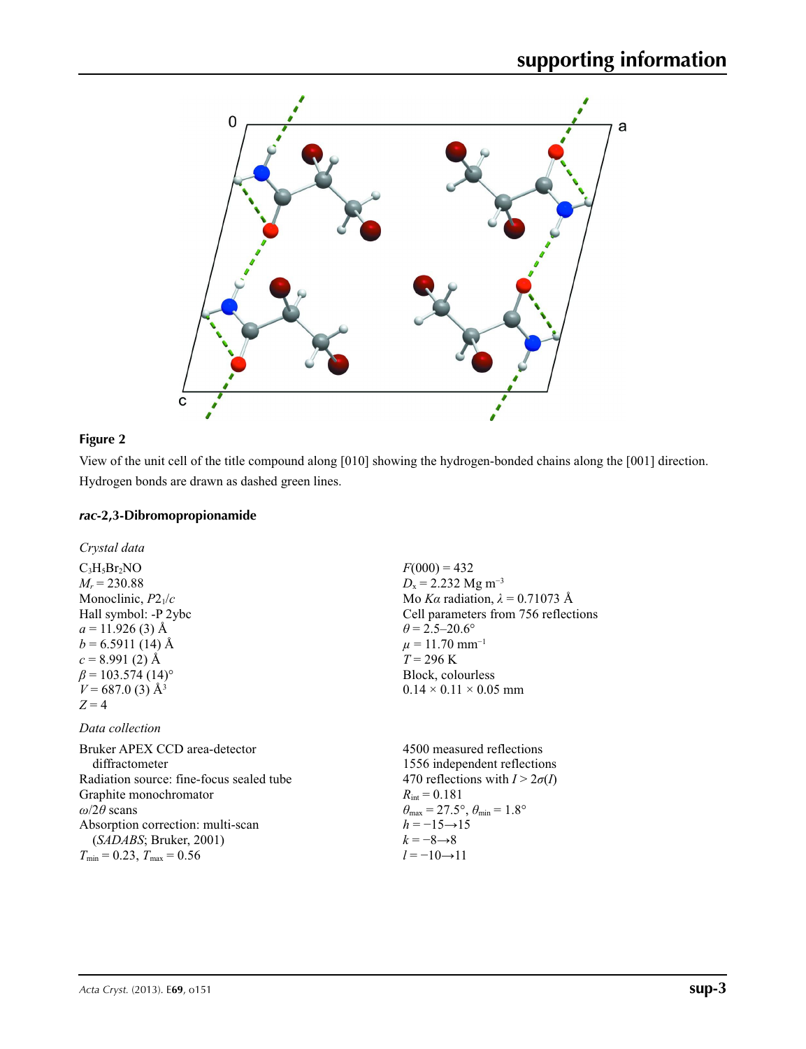**Figure 2**

View of the unit cell of the title compound along [010] showing the hydrogen-bonded chains along the [001] direction. Hydrogen bonds are drawn as dashed green lines.

### *rac*-2,3-Dibromopropionamide

*Crystal data*

$C_3H_5Br_2NO$
$M_r = 230.88$
Monoclinic, $P2_1/c$
Hall symbol: -P 2ybc
$a = 11.926$ (3) Å
$b = 6.5911$ (14) Å
$c = 8.991$ (2) Å
$\beta = 103.574$ (14)°
$V = 687.0$ (3) Å$^3$
$Z = 4$
$F(000) = 432$
$D_x = 2.232$ Mg m$^{-3}$
Mo $K\alpha$ radiation, $\lambda = 0.71073$ Å
Cell parameters from 756 reflections
$\theta = 2.5$–20.6°
$\mu = 11.70$ mm$^{-1}$
$T = 296$ K
Block, colourless
0.14 × 0.11 × 0.05 mm

*Data collection*

Bruker APEX CCD area-detector diffractometer
Radiation source: fine-focus sealed tube
Graphite monochromator
$\omega/2\theta$ scans
Absorption correction: multi-scan (*SADABS*; Bruker, 2001)
$T_{min} = 0.23$, $T_{max} = 0.56$
4500 measured reflections
1556 independent reflections
470 reflections with $I > 2\sigma(I)$
$R_{int} = 0.181$
$\theta_{max} = 27.5°$, $\theta_{min} = 1.8°$
$h = -15 \rightarrow 15$
$k = -8 \rightarrow 8$
$l = -10 \rightarrow 11$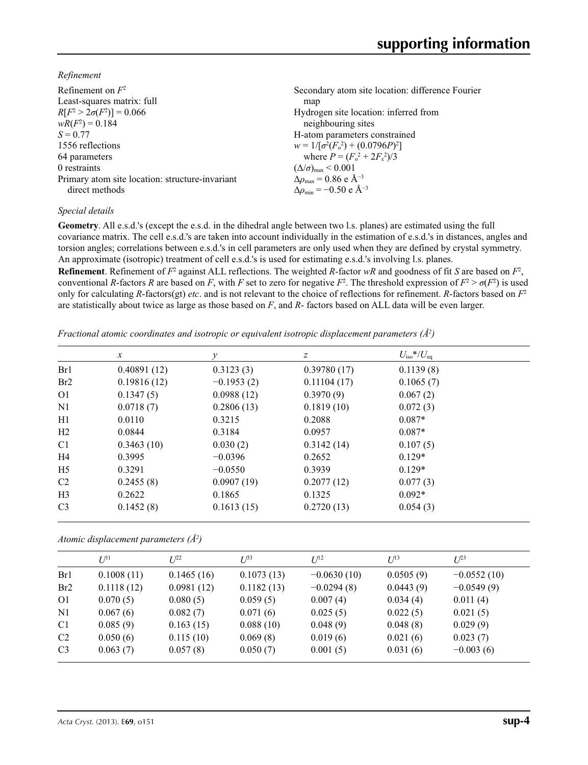*Refinement*

Refinement on $F^2$
Least-squares matrix: full
$R[F^2 > 2\sigma(F^2)] = 0.066$
$wR(F^2) = 0.184$
$S = 0.77$
1556 reflections
64 parameters
0 restraints
Primary atom site location: structure-invariant direct methods
Secondary atom site location: difference Fourier map
Hydrogen site location: inferred from neighbouring sites
H-atom parameters constrained
$w = 1/[\sigma^2(F_o^2) + (0.0796P)^2]$
where $P = (F_o^2 + 2F_c^2)/3$
$(\Delta/\sigma)_{max} < 0.001$
$\Delta\rho_{max} = 0.86$ e Å$^{-3}$
$\Delta\rho_{min} = -0.50$ e Å$^{-3}$

*Special details*

**Geometry**. All e.s.d.'s (except the e.s.d. in the dihedral angle between two l.s. planes) are estimated using the full covariance matrix. The cell e.s.d.'s are taken into account individually in the estimation of e.s.d.'s in distances, angles and torsion angles; correlations between e.s.d.'s in cell parameters are only used when they are defined by crystal symmetry. An approximate (isotropic) treatment of cell e.s.d.'s is used for estimating e.s.d.'s involving l.s. planes.

**Refinement**. Refinement of $F^2$ against ALL reflections. The weighted $R$-factor $wR$ and goodness of fit $S$ are based on $F^2$, conventional $R$-factors $R$ are based on $F$, with $F$ set to zero for negative $F^2$. The threshold expression of $F^2 > \sigma(F^2)$ is used only for calculating $R$-factors(gt) *etc*. and is not relevant to the choice of reflections for refinement. $R$-factors based on $F^2$ are statistically about twice as large as those based on $F$, and $R$- factors based on ALL data will be even larger.

*Fractional atomic coordinates and isotropic or equivalent isotropic displacement parameters (Å$^2$)*

| | $x$ | $y$ | $z$ | $U_{iso}$*/$U_{eq}$ |
|---|---|---|---|---|
| Br1 | 0.40891 (12) | 0.3123 (3) | 0.39780 (17) | 0.1139 (8) |
| Br2 | 0.19816 (12) | −0.1953 (2) | 0.11104 (17) | 0.1065 (7) |
| O1 | 0.1347 (5) | 0.0988 (12) | 0.3970 (9) | 0.067 (2) |
| N1 | 0.0718 (7) | 0.2806 (13) | 0.1819 (10) | 0.072 (3) |
| H1 | 0.0110 | 0.3215 | 0.2088 | 0.087* |
| H2 | 0.0844 | 0.3184 | 0.0957 | 0.087* |
| C1 | 0.3463 (10) | 0.030 (2) | 0.3142 (14) | 0.107 (5) |
| H4 | 0.3995 | −0.0396 | 0.2652 | 0.129* |
| H5 | 0.3291 | −0.0550 | 0.3939 | 0.129* |
| C2 | 0.2455 (8) | 0.0907 (19) | 0.2077 (12) | 0.077 (3) |
| H3 | 0.2622 | 0.1865 | 0.1325 | 0.092* |
| C3 | 0.1452 (8) | 0.1613 (15) | 0.2720 (13) | 0.054 (3) |

*Atomic displacement parameters (Å$^2$)*

| | $U^{11}$ | $U^{22}$ | $U^{33}$ | $U^{12}$ | $U^{13}$ | $U^{23}$ |
|---|---|---|---|---|---|---|
| Br1 | 0.1008 (11) | 0.1465 (16) | 0.1073 (13) | −0.0630 (10) | 0.0505 (9) | −0.0552 (10) |
| Br2 | 0.1118 (12) | 0.0981 (12) | 0.1182 (13) | −0.0294 (8) | 0.0443 (9) | −0.0549 (9) |
| O1 | 0.070 (5) | 0.080 (5) | 0.059 (5) | 0.007 (4) | 0.034 (4) | 0.011 (4) |
| N1 | 0.067 (6) | 0.082 (7) | 0.071 (6) | 0.025 (5) | 0.022 (5) | 0.021 (5) |
| C1 | 0.085 (9) | 0.163 (15) | 0.088 (10) | 0.048 (9) | 0.048 (8) | 0.029 (9) |
| C2 | 0.050 (6) | 0.115 (10) | 0.069 (8) | 0.019 (6) | 0.021 (6) | 0.023 (7) |
| C3 | 0.063 (7) | 0.057 (8) | 0.050 (7) | 0.001 (5) | 0.031 (6) | −0.003 (6) |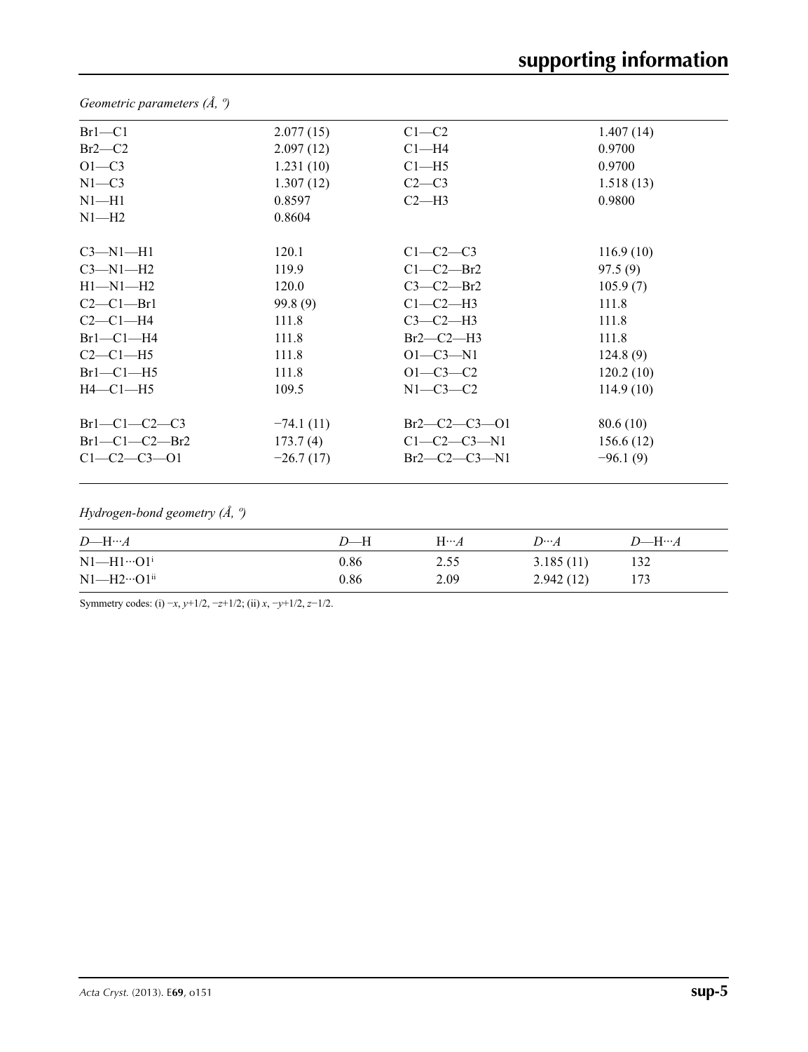*Geometric parameters (Å, º)*

| | | | |
|---|---|---|---|
| Br1—C1 | 2.077 (15) | C1—C2 | 1.407 (14) |
| Br2—C2 | 2.097 (12) | C1—H4 | 0.9700 |
| O1—C3 | 1.231 (10) | C1—H5 | 0.9700 |
| N1—C3 | 1.307 (12) | C2—C3 | 1.518 (13) |
| N1—H1 | 0.8597 | C2—H3 | 0.9800 |
| N1—H2 | 0.8604 | | |
| | | | |
| C3—N1—H1 | 120.1 | C1—C2—C3 | 116.9 (10) |
| C3—N1—H2 | 119.9 | C1—C2—Br2 | 97.5 (9) |
| H1—N1—H2 | 120.0 | C3—C2—Br2 | 105.9 (7) |
| C2—C1—Br1 | 99.8 (9) | C1—C2—H3 | 111.8 |
| C2—C1—H4 | 111.8 | C3—C2—H3 | 111.8 |
| Br1—C1—H4 | 111.8 | Br2—C2—H3 | 111.8 |
| C2—C1—H5 | 111.8 | O1—C3—N1 | 124.8 (9) |
| Br1—C1—H5 | 111.8 | O1—C3—C2 | 120.2 (10) |
| H4—C1—H5 | 109.5 | N1—C3—C2 | 114.9 (10) |
| | | | |
| Br1—C1—C2—C3 | −74.1 (11) | Br2—C2—C3—O1 | 80.6 (10) |
| Br1—C1—C2—Br2 | 173.7 (4) | C1—C2—C3—N1 | 156.6 (12) |
| C1—C2—C3—O1 | −26.7 (17) | Br2—C2—C3—N1 | −96.1 (9) |

*Hydrogen-bond geometry (Å, º)*

| *D*—H···*A* | *D*—H | H···*A* | *D*···*A* | *D*—H···*A* |
|---|---|---|---|---|
| N1—H1···O1[i] | 0.86 | 2.55 | 3.185 (11) | 132 |
| N1—H2···O1[ii] | 0.86 | 2.09 | 2.942 (12) | 173 |

Symmetry codes: (i) $-x$, $y+1/2$, $-z+1/2$; (ii) $x$, $-y+1/2$, $z-1/2$.